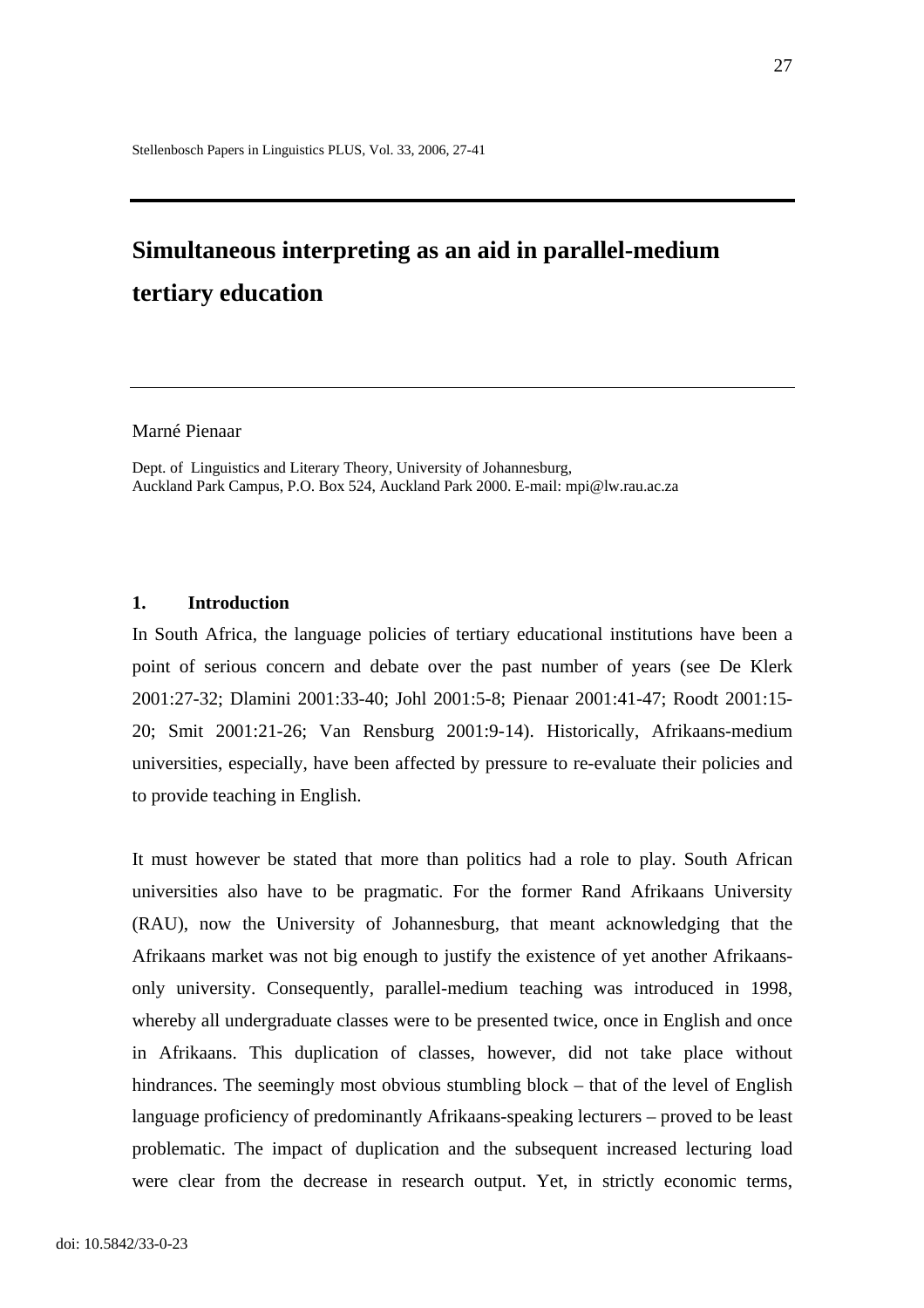# Simultaneous interpreting as an aid in parallel-medium tertiary education

Marné Pienaar

Dept. of Linguistics and Literary Theory, University of Johannesburg, Auckland Park Campus, P.O. Box 524, Auckland Park 2000. E-mail: mpi@lw.rau.ac.za

## 1. Introduction

In South Africa, the language policies of tertiary educational institutions have been a point of serious concern and debate over the past number of years (see De Klerk 2001:27-32; Dlamini 2001:33-40; Johl 2001:5-8; Pienaar 2001:41-47; Roodt 2001:15-20; Smit 2001:21-26; Van Rensburg 2001:9-14). Historically, Afrikaans-medium universities, especially, have been affected by pressure to re-evaluate their policies and to provide teaching in English.

It must however be stated that more than politics had a role to play. South African universities also have to be pragmatic. For the former Rand Afrikaans University (RAU), now the University of Johannesburg, that meant acknowledging that the Afrikaans market was not big enough to justify the existence of yet another Afrikaans-only university. Consequently, parallel-medium teaching was introduced in 1998, whereby all undergraduate classes were to be presented twice, once in English and once in Afrikaans. This duplication of classes, however, did not take place without hindrances. The seemingly most obvious stumbling block – that of the level of English language proficiency of predominantly Afrikaans-speaking lecturers – proved to be least problematic. The impact of duplication and the subsequent increased lecturing load were clear from the decrease in research output. Yet, in strictly economic terms,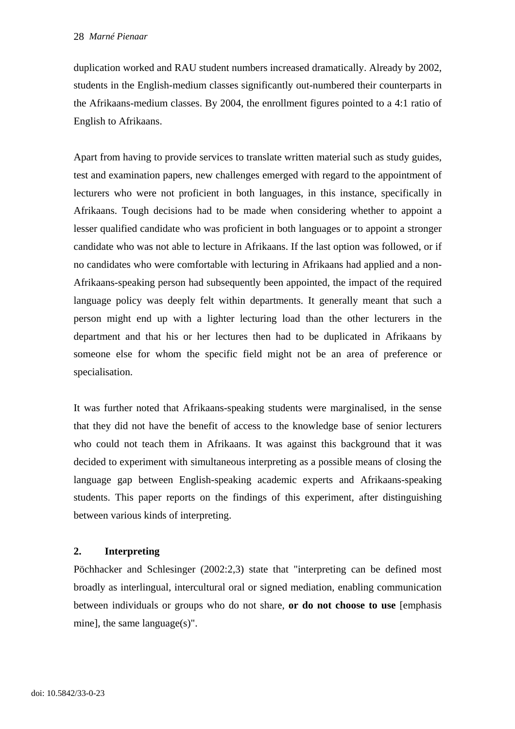duplication worked and RAU student numbers increased dramatically. Already by 2002, students in the English-medium classes significantly out-numbered their counterparts in the Afrikaans-medium classes. By 2004, the enrollment figures pointed to a 4:1 ratio of English to Afrikaans.

Apart from having to provide services to translate written material such as study guides, test and examination papers, new challenges emerged with regard to the appointment of lecturers who were not proficient in both languages, in this instance, specifically in Afrikaans. Tough decisions had to be made when considering whether to appoint a lesser qualified candidate who was proficient in both languages or to appoint a stronger candidate who was not able to lecture in Afrikaans. If the last option was followed, or if no candidates who were comfortable with lecturing in Afrikaans had applied and a non-Afrikaans-speaking person had subsequently been appointed, the impact of the required language policy was deeply felt within departments. It generally meant that such a person might end up with a lighter lecturing load than the other lecturers in the department and that his or her lectures then had to be duplicated in Afrikaans by someone else for whom the specific field might not be an area of preference or specialisation.

It was further noted that Afrikaans-speaking students were marginalised, in the sense that they did not have the benefit of access to the knowledge base of senior lecturers who could not teach them in Afrikaans. It was against this background that it was decided to experiment with simultaneous interpreting as a possible means of closing the language gap between English-speaking academic experts and Afrikaans-speaking students. This paper reports on the findings of this experiment, after distinguishing between various kinds of interpreting.

## 2. Interpreting

Pöchhacker and Schlesinger (2002:2,3) state that "interpreting can be defined most broadly as interlingual, intercultural oral or signed mediation, enabling communication between individuals or groups who do not share, **or do not choose to use** [emphasis mine], the same language(s)".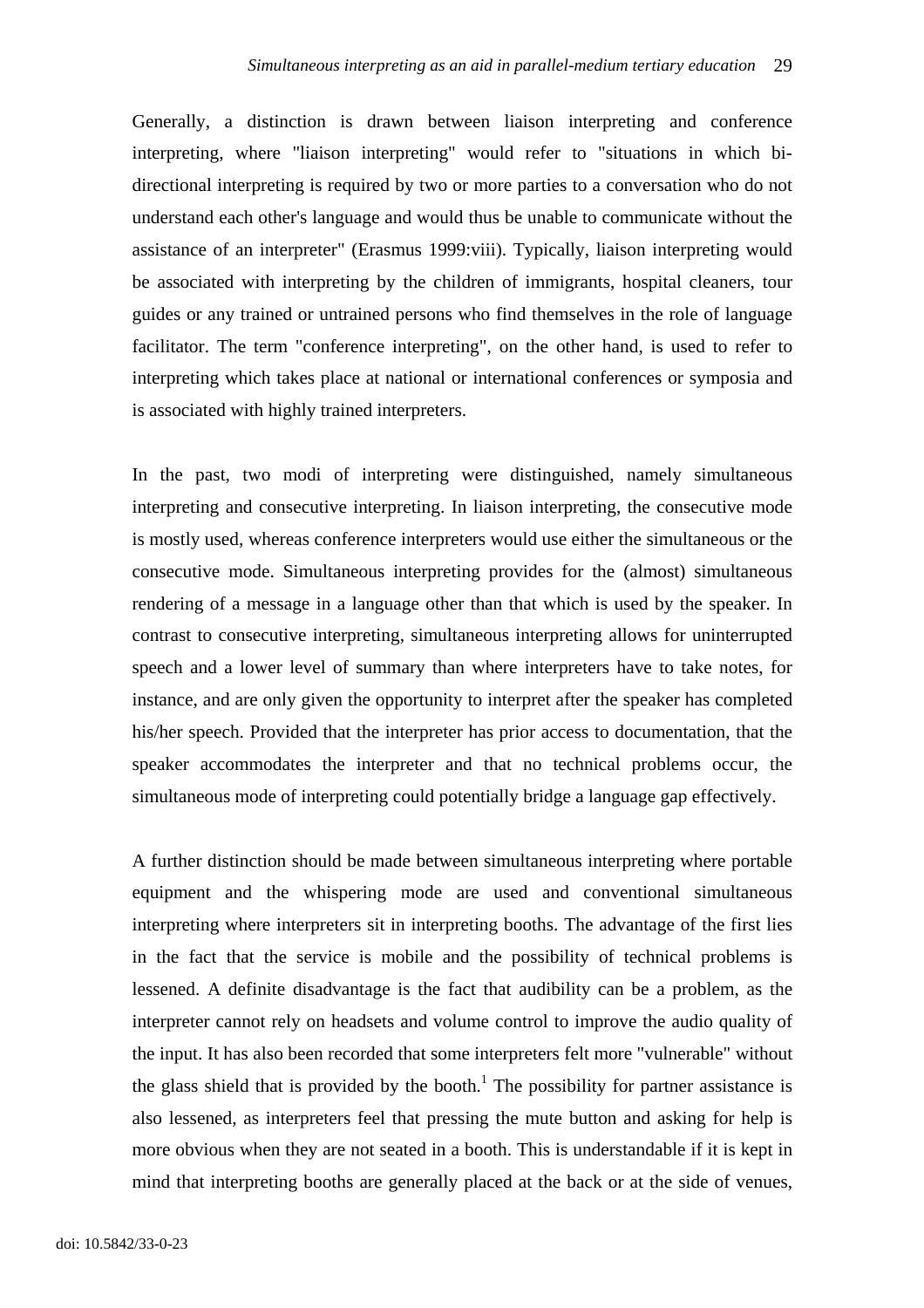Generally, a distinction is drawn between liaison interpreting and conference interpreting, where "liaison interpreting" would refer to "situations in which bi-directional interpreting is required by two or more parties to a conversation who do not understand each other's language and would thus be unable to communicate without the assistance of an interpreter" (Erasmus 1999:viii). Typically, liaison interpreting would be associated with interpreting by the children of immigrants, hospital cleaners, tour guides or any trained or untrained persons who find themselves in the role of language facilitator. The term "conference interpreting", on the other hand, is used to refer to interpreting which takes place at national or international conferences or symposia and is associated with highly trained interpreters.

In the past, two modi of interpreting were distinguished, namely simultaneous interpreting and consecutive interpreting. In liaison interpreting, the consecutive mode is mostly used, whereas conference interpreters would use either the simultaneous or the consecutive mode. Simultaneous interpreting provides for the (almost) simultaneous rendering of a message in a language other than that which is used by the speaker. In contrast to consecutive interpreting, simultaneous interpreting allows for uninterrupted speech and a lower level of summary than where interpreters have to take notes, for instance, and are only given the opportunity to interpret after the speaker has completed his/her speech. Provided that the interpreter has prior access to documentation, that the speaker accommodates the interpreter and that no technical problems occur, the simultaneous mode of interpreting could potentially bridge a language gap effectively.

A further distinction should be made between simultaneous interpreting where portable equipment and the whispering mode are used and conventional simultaneous interpreting where interpreters sit in interpreting booths. The advantage of the first lies in the fact that the service is mobile and the possibility of technical problems is lessened. A definite disadvantage is the fact that audibility can be a problem, as the interpreter cannot rely on headsets and volume control to improve the audio quality of the input. It has also been recorded that some interpreters felt more "vulnerable" without the glass shield that is provided by the booth.[1] The possibility for partner assistance is also lessened, as interpreters feel that pressing the mute button and asking for help is more obvious when they are not seated in a booth. This is understandable if it is kept in mind that interpreting booths are generally placed at the back or at the side of venues,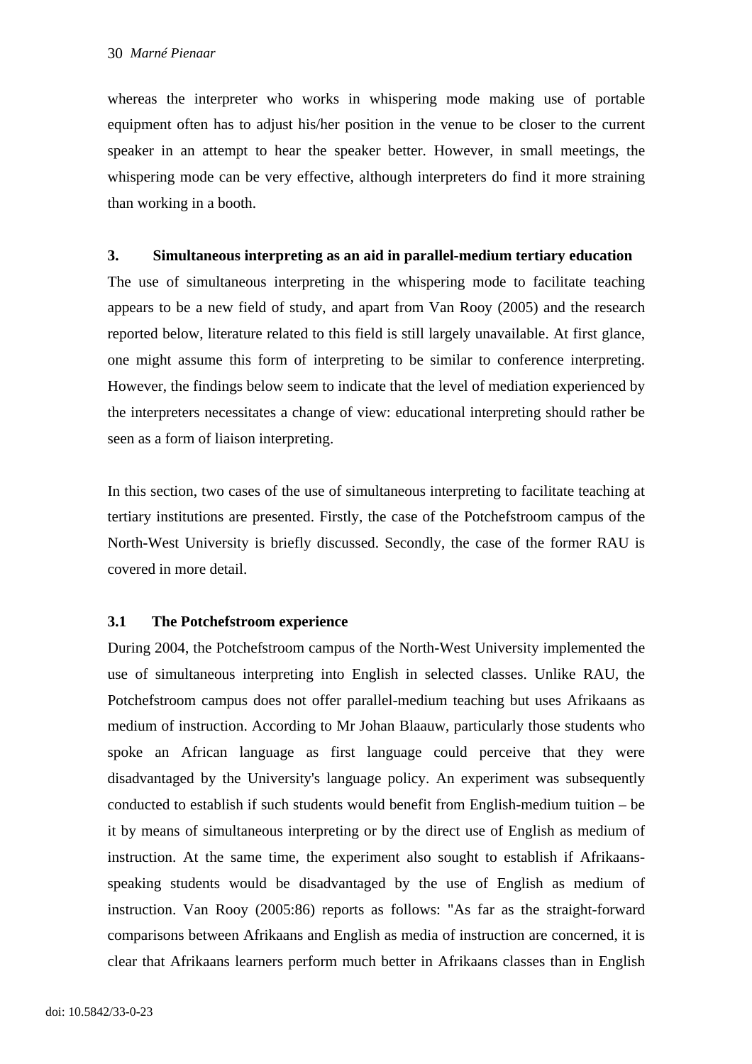whereas the interpreter who works in whispering mode making use of portable equipment often has to adjust his/her position in the venue to be closer to the current speaker in an attempt to hear the speaker better. However, in small meetings, the whispering mode can be very effective, although interpreters do find it more straining than working in a booth.

## 3. Simultaneous interpreting as an aid in parallel-medium tertiary education

The use of simultaneous interpreting in the whispering mode to facilitate teaching appears to be a new field of study, and apart from Van Rooy (2005) and the research reported below, literature related to this field is still largely unavailable. At first glance, one might assume this form of interpreting to be similar to conference interpreting. However, the findings below seem to indicate that the level of mediation experienced by the interpreters necessitates a change of view: educational interpreting should rather be seen as a form of liaison interpreting.

In this section, two cases of the use of simultaneous interpreting to facilitate teaching at tertiary institutions are presented. Firstly, the case of the Potchefstroom campus of the North-West University is briefly discussed. Secondly, the case of the former RAU is covered in more detail.

### 3.1 The Potchefstroom experience

During 2004, the Potchefstroom campus of the North-West University implemented the use of simultaneous interpreting into English in selected classes. Unlike RAU, the Potchefstroom campus does not offer parallel-medium teaching but uses Afrikaans as medium of instruction. According to Mr Johan Blaauw, particularly those students who spoke an African language as first language could perceive that they were disadvantaged by the University's language policy. An experiment was subsequently conducted to establish if such students would benefit from English-medium tuition – be it by means of simultaneous interpreting or by the direct use of English as medium of instruction. At the same time, the experiment also sought to establish if Afrikaans-speaking students would be disadvantaged by the use of English as medium of instruction. Van Rooy (2005:86) reports as follows: "As far as the straight-forward comparisons between Afrikaans and English as media of instruction are concerned, it is clear that Afrikaans learners perform much better in Afrikaans classes than in English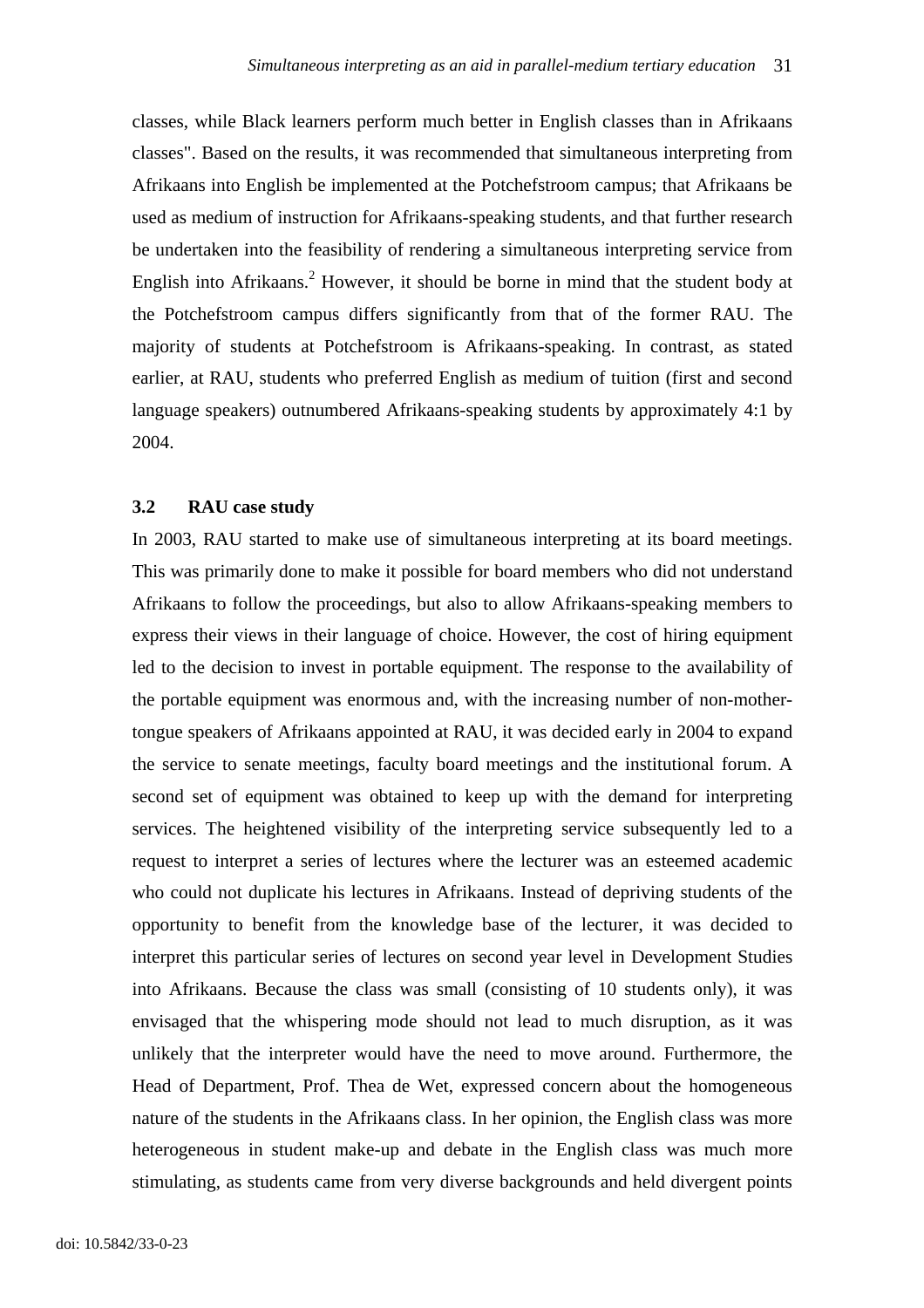classes, while Black learners perform much better in English classes than in Afrikaans classes". Based on the results, it was recommended that simultaneous interpreting from Afrikaans into English be implemented at the Potchefstroom campus; that Afrikaans be used as medium of instruction for Afrikaans-speaking students, and that further research be undertaken into the feasibility of rendering a simultaneous interpreting service from English into Afrikaans.[2] However, it should be borne in mind that the student body at the Potchefstroom campus differs significantly from that of the former RAU. The majority of students at Potchefstroom is Afrikaans-speaking. In contrast, as stated earlier, at RAU, students who preferred English as medium of tuition (first and second language speakers) outnumbered Afrikaans-speaking students by approximately 4:1 by 2004.

### 3.2 RAU case study

In 2003, RAU started to make use of simultaneous interpreting at its board meetings. This was primarily done to make it possible for board members who did not understand Afrikaans to follow the proceedings, but also to allow Afrikaans-speaking members to express their views in their language of choice. However, the cost of hiring equipment led to the decision to invest in portable equipment. The response to the availability of the portable equipment was enormous and, with the increasing number of non-mother-tongue speakers of Afrikaans appointed at RAU, it was decided early in 2004 to expand the service to senate meetings, faculty board meetings and the institutional forum. A second set of equipment was obtained to keep up with the demand for interpreting services. The heightened visibility of the interpreting service subsequently led to a request to interpret a series of lectures where the lecturer was an esteemed academic who could not duplicate his lectures in Afrikaans. Instead of depriving students of the opportunity to benefit from the knowledge base of the lecturer, it was decided to interpret this particular series of lectures on second year level in Development Studies into Afrikaans. Because the class was small (consisting of 10 students only), it was envisaged that the whispering mode should not lead to much disruption, as it was unlikely that the interpreter would have the need to move around. Furthermore, the Head of Department, Prof. Thea de Wet, expressed concern about the homogeneous nature of the students in the Afrikaans class. In her opinion, the English class was more heterogeneous in student make-up and debate in the English class was much more stimulating, as students came from very diverse backgrounds and held divergent points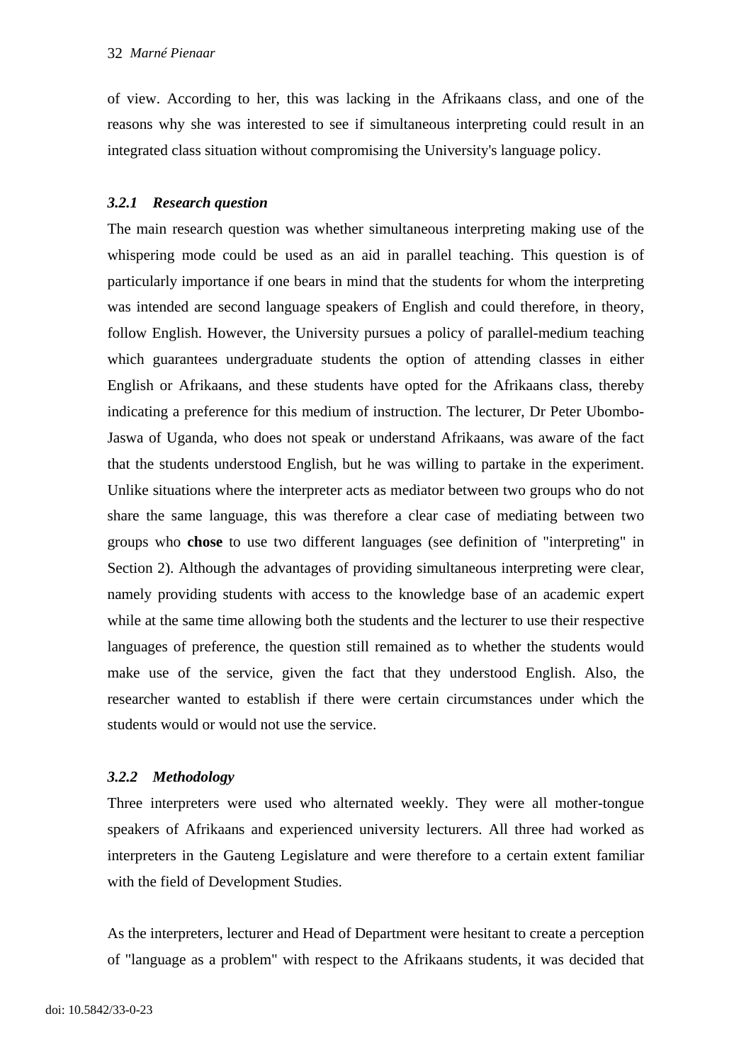of view. According to her, this was lacking in the Afrikaans class, and one of the reasons why she was interested to see if simultaneous interpreting could result in an integrated class situation without compromising the University's language policy.

### *3.2.1 Research question*

The main research question was whether simultaneous interpreting making use of the whispering mode could be used as an aid in parallel teaching. This question is of particularly importance if one bears in mind that the students for whom the interpreting was intended are second language speakers of English and could therefore, in theory, follow English. However, the University pursues a policy of parallel-medium teaching which guarantees undergraduate students the option of attending classes in either English or Afrikaans, and these students have opted for the Afrikaans class, thereby indicating a preference for this medium of instruction. The lecturer, Dr Peter Ubombo-Jaswa of Uganda, who does not speak or understand Afrikaans, was aware of the fact that the students understood English, but he was willing to partake in the experiment. Unlike situations where the interpreter acts as mediator between two groups who do not share the same language, this was therefore a clear case of mediating between two groups who **chose** to use two different languages (see definition of "interpreting" in Section 2). Although the advantages of providing simultaneous interpreting were clear, namely providing students with access to the knowledge base of an academic expert while at the same time allowing both the students and the lecturer to use their respective languages of preference, the question still remained as to whether the students would make use of the service, given the fact that they understood English. Also, the researcher wanted to establish if there were certain circumstances under which the students would or would not use the service.

### *3.2.2 Methodology*

Three interpreters were used who alternated weekly. They were all mother-tongue speakers of Afrikaans and experienced university lecturers. All three had worked as interpreters in the Gauteng Legislature and were therefore to a certain extent familiar with the field of Development Studies.

As the interpreters, lecturer and Head of Department were hesitant to create a perception of "language as a problem" with respect to the Afrikaans students, it was decided that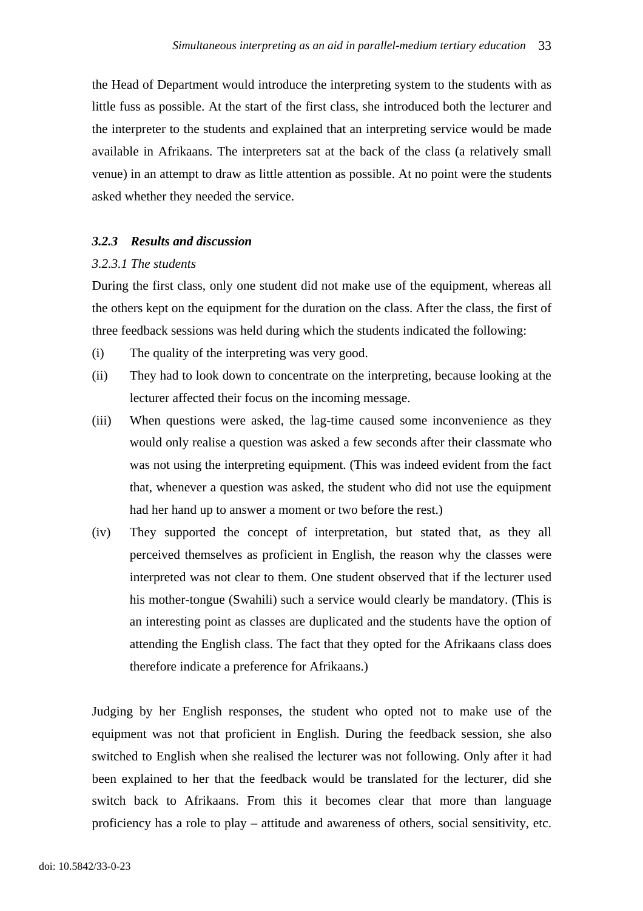the Head of Department would introduce the interpreting system to the students with as little fuss as possible. At the start of the first class, she introduced both the lecturer and the interpreter to the students and explained that an interpreting service would be made available in Afrikaans. The interpreters sat at the back of the class (a relatively small venue) in an attempt to draw as little attention as possible. At no point were the students asked whether they needed the service.

### *3.2.3 Results and discussion*

#### *3.2.3.1 The students*

During the first class, only one student did not make use of the equipment, whereas all the others kept on the equipment for the duration on the class. After the class, the first of three feedback sessions was held during which the students indicated the following:

(i) The quality of the interpreting was very good.

(ii) They had to look down to concentrate on the interpreting, because looking at the lecturer affected their focus on the incoming message.

(iii) When questions were asked, the lag-time caused some inconvenience as they would only realise a question was asked a few seconds after their classmate who was not using the interpreting equipment. (This was indeed evident from the fact that, whenever a question was asked, the student who did not use the equipment had her hand up to answer a moment or two before the rest.)

(iv) They supported the concept of interpretation, but stated that, as they all perceived themselves as proficient in English, the reason why the classes were interpreted was not clear to them. One student observed that if the lecturer used his mother-tongue (Swahili) such a service would clearly be mandatory. (This is an interesting point as classes are duplicated and the students have the option of attending the English class. The fact that they opted for the Afrikaans class does therefore indicate a preference for Afrikaans.)

Judging by her English responses, the student who opted not to make use of the equipment was not that proficient in English. During the feedback session, she also switched to English when she realised the lecturer was not following. Only after it had been explained to her that the feedback would be translated for the lecturer, did she switch back to Afrikaans. From this it becomes clear that more than language proficiency has a role to play – attitude and awareness of others, social sensitivity, etc.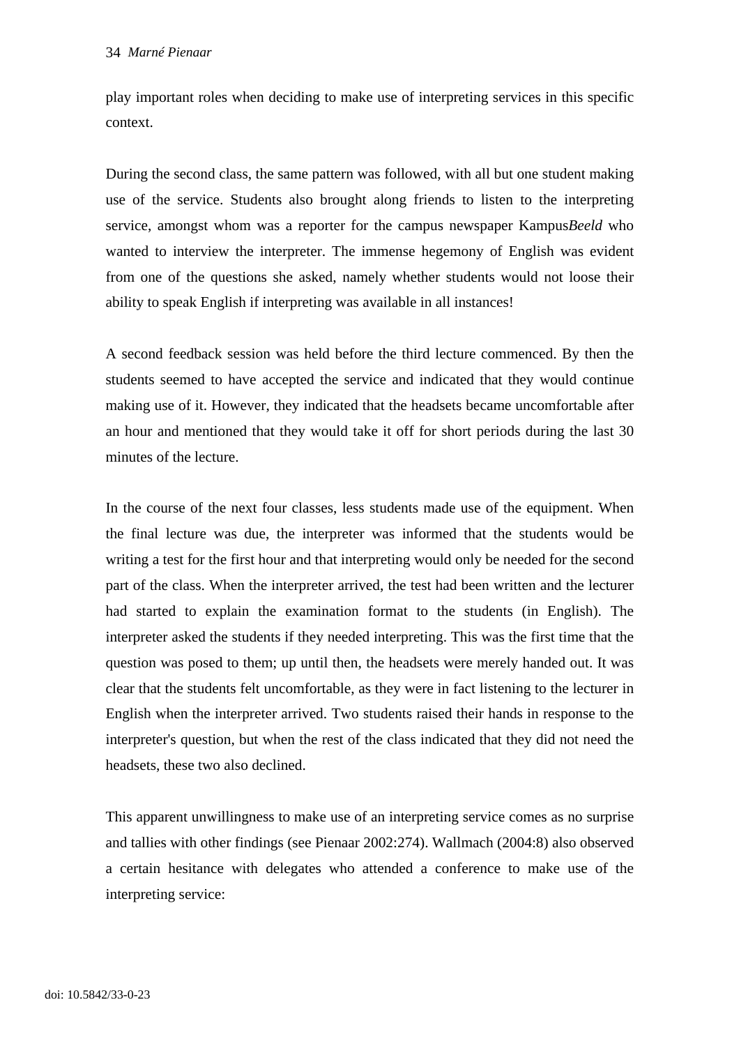play important roles when deciding to make use of interpreting services in this specific context.

During the second class, the same pattern was followed, with all but one student making use of the service. Students also brought along friends to listen to the interpreting service, amongst whom was a reporter for the campus newspaper Kampus*Beeld* who wanted to interview the interpreter. The immense hegemony of English was evident from one of the questions she asked, namely whether students would not loose their ability to speak English if interpreting was available in all instances!

A second feedback session was held before the third lecture commenced. By then the students seemed to have accepted the service and indicated that they would continue making use of it. However, they indicated that the headsets became uncomfortable after an hour and mentioned that they would take it off for short periods during the last 30 minutes of the lecture.

In the course of the next four classes, less students made use of the equipment. When the final lecture was due, the interpreter was informed that the students would be writing a test for the first hour and that interpreting would only be needed for the second part of the class. When the interpreter arrived, the test had been written and the lecturer had started to explain the examination format to the students (in English). The interpreter asked the students if they needed interpreting. This was the first time that the question was posed to them; up until then, the headsets were merely handed out. It was clear that the students felt uncomfortable, as they were in fact listening to the lecturer in English when the interpreter arrived. Two students raised their hands in response to the interpreter's question, but when the rest of the class indicated that they did not need the headsets, these two also declined.

This apparent unwillingness to make use of an interpreting service comes as no surprise and tallies with other findings (see Pienaar 2002:274). Wallmach (2004:8) also observed a certain hesitance with delegates who attended a conference to make use of the interpreting service: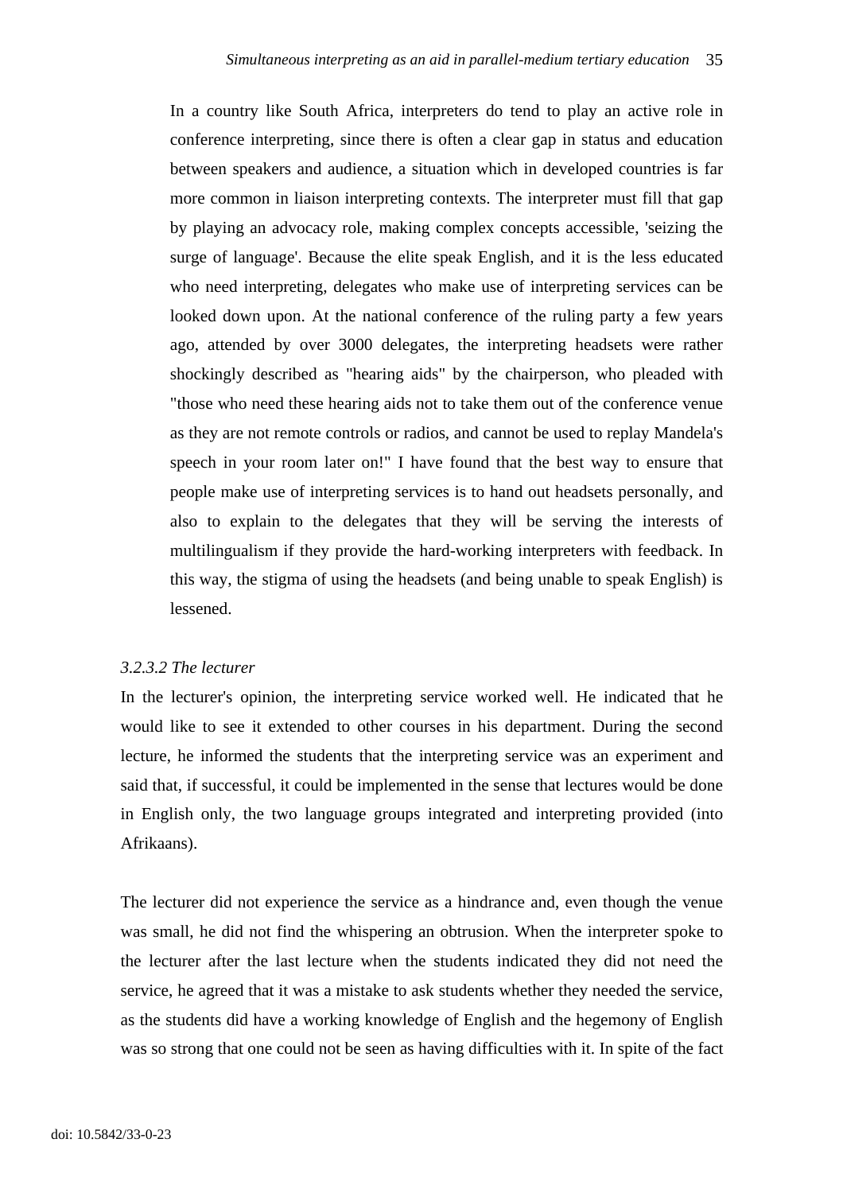> In a country like South Africa, interpreters do tend to play an active role in conference interpreting, since there is often a clear gap in status and education between speakers and audience, a situation which in developed countries is far more common in liaison interpreting contexts. The interpreter must fill that gap by playing an advocacy role, making complex concepts accessible, 'seizing the surge of language'. Because the elite speak English, and it is the less educated who need interpreting, delegates who make use of interpreting services can be looked down upon. At the national conference of the ruling party a few years ago, attended by over 3000 delegates, the interpreting headsets were rather shockingly described as "hearing aids" by the chairperson, who pleaded with "those who need these hearing aids not to take them out of the conference venue as they are not remote controls or radios, and cannot be used to replay Mandela's speech in your room later on!" I have found that the best way to ensure that people make use of interpreting services is to hand out headsets personally, and also to explain to the delegates that they will be serving the interests of multilingualism if they provide the hard-working interpreters with feedback. In this way, the stigma of using the headsets (and being unable to speak English) is lessened.

*3.2.3.2 The lecturer*

In the lecturer's opinion, the interpreting service worked well. He indicated that he would like to see it extended to other courses in his department. During the second lecture, he informed the students that the interpreting service was an experiment and said that, if successful, it could be implemented in the sense that lectures would be done in English only, the two language groups integrated and interpreting provided (into Afrikaans).

The lecturer did not experience the service as a hindrance and, even though the venue was small, he did not find the whispering an obtrusion. When the interpreter spoke to the lecturer after the last lecture when the students indicated they did not need the service, he agreed that it was a mistake to ask students whether they needed the service, as the students did have a working knowledge of English and the hegemony of English was so strong that one could not be seen as having difficulties with it. In spite of the fact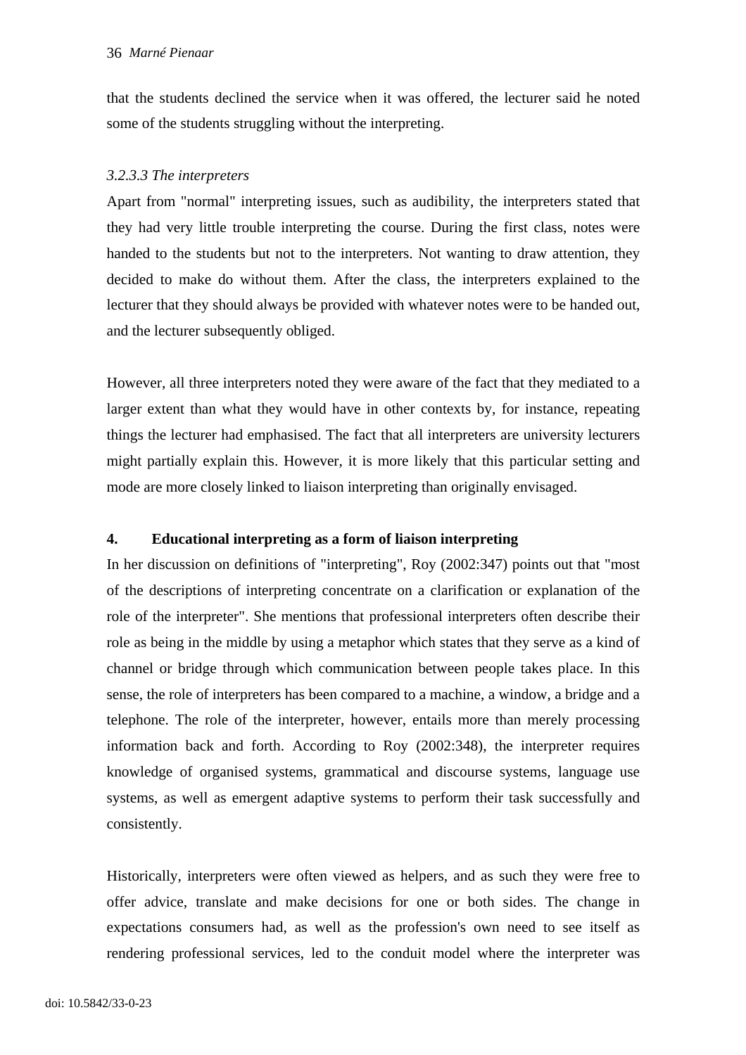that the students declined the service when it was offered, the lecturer said he noted some of the students struggling without the interpreting.

#### *3.2.3.3 The interpreters*

Apart from "normal" interpreting issues, such as audibility, the interpreters stated that they had very little trouble interpreting the course. During the first class, notes were handed to the students but not to the interpreters. Not wanting to draw attention, they decided to make do without them. After the class, the interpreters explained to the lecturer that they should always be provided with whatever notes were to be handed out, and the lecturer subsequently obliged.

However, all three interpreters noted they were aware of the fact that they mediated to a larger extent than what they would have in other contexts by, for instance, repeating things the lecturer had emphasised. The fact that all interpreters are university lecturers might partially explain this. However, it is more likely that this particular setting and mode are more closely linked to liaison interpreting than originally envisaged.

## 4. Educational interpreting as a form of liaison interpreting

In her discussion on definitions of "interpreting", Roy (2002:347) points out that "most of the descriptions of interpreting concentrate on a clarification or explanation of the role of the interpreter". She mentions that professional interpreters often describe their role as being in the middle by using a metaphor which states that they serve as a kind of channel or bridge through which communication between people takes place. In this sense, the role of interpreters has been compared to a machine, a window, a bridge and a telephone. The role of the interpreter, however, entails more than merely processing information back and forth. According to Roy (2002:348), the interpreter requires knowledge of organised systems, grammatical and discourse systems, language use systems, as well as emergent adaptive systems to perform their task successfully and consistently.

Historically, interpreters were often viewed as helpers, and as such they were free to offer advice, translate and make decisions for one or both sides. The change in expectations consumers had, as well as the profession's own need to see itself as rendering professional services, led to the conduit model where the interpreter was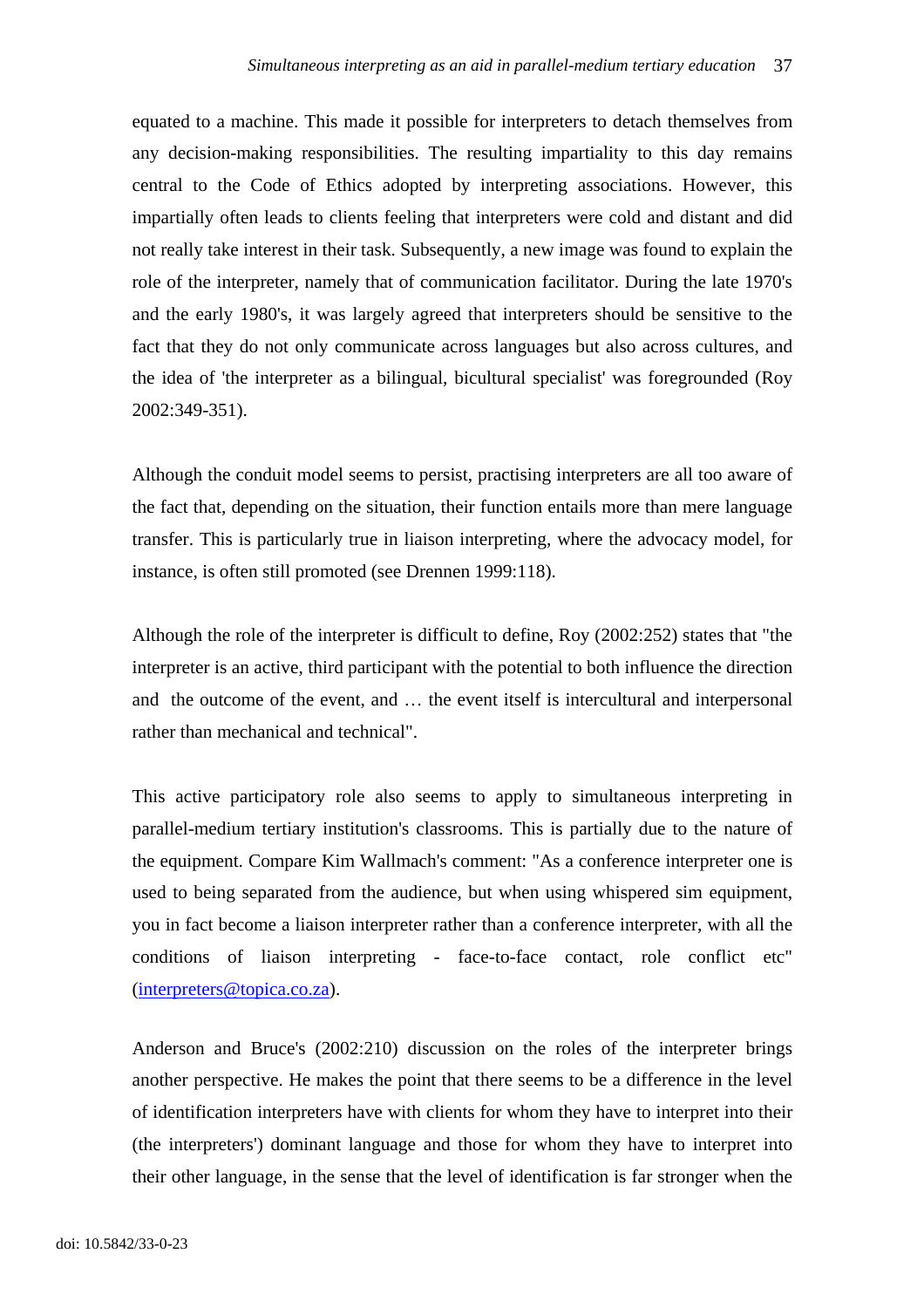equated to a machine. This made it possible for interpreters to detach themselves from any decision-making responsibilities. The resulting impartiality to this day remains central to the Code of Ethics adopted by interpreting associations. However, this impartially often leads to clients feeling that interpreters were cold and distant and did not really take interest in their task. Subsequently, a new image was found to explain the role of the interpreter, namely that of communication facilitator. During the late 1970's and the early 1980's, it was largely agreed that interpreters should be sensitive to the fact that they do not only communicate across languages but also across cultures, and the idea of 'the interpreter as a bilingual, bicultural specialist' was foregrounded (Roy 2002:349-351).

Although the conduit model seems to persist, practising interpreters are all too aware of the fact that, depending on the situation, their function entails more than mere language transfer. This is particularly true in liaison interpreting, where the advocacy model, for instance, is often still promoted (see Drennen 1999:118).

Although the role of the interpreter is difficult to define, Roy (2002:252) states that "the interpreter is an active, third participant with the potential to both influence the direction and the outcome of the event, and … the event itself is intercultural and interpersonal rather than mechanical and technical".

This active participatory role also seems to apply to simultaneous interpreting in parallel-medium tertiary institution's classrooms. This is partially due to the nature of the equipment. Compare Kim Wallmach's comment: "As a conference interpreter one is used to being separated from the audience, but when using whispered sim equipment, you in fact become a liaison interpreter rather than a conference interpreter, with all the conditions of liaison interpreting - face-to-face contact, role conflict etc" (interpreters@topica.co.za).

Anderson and Bruce's (2002:210) discussion on the roles of the interpreter brings another perspective. He makes the point that there seems to be a difference in the level of identification interpreters have with clients for whom they have to interpret into their (the interpreters') dominant language and those for whom they have to interpret into their other language, in the sense that the level of identification is far stronger when the

doi: 10.5842/33-0-23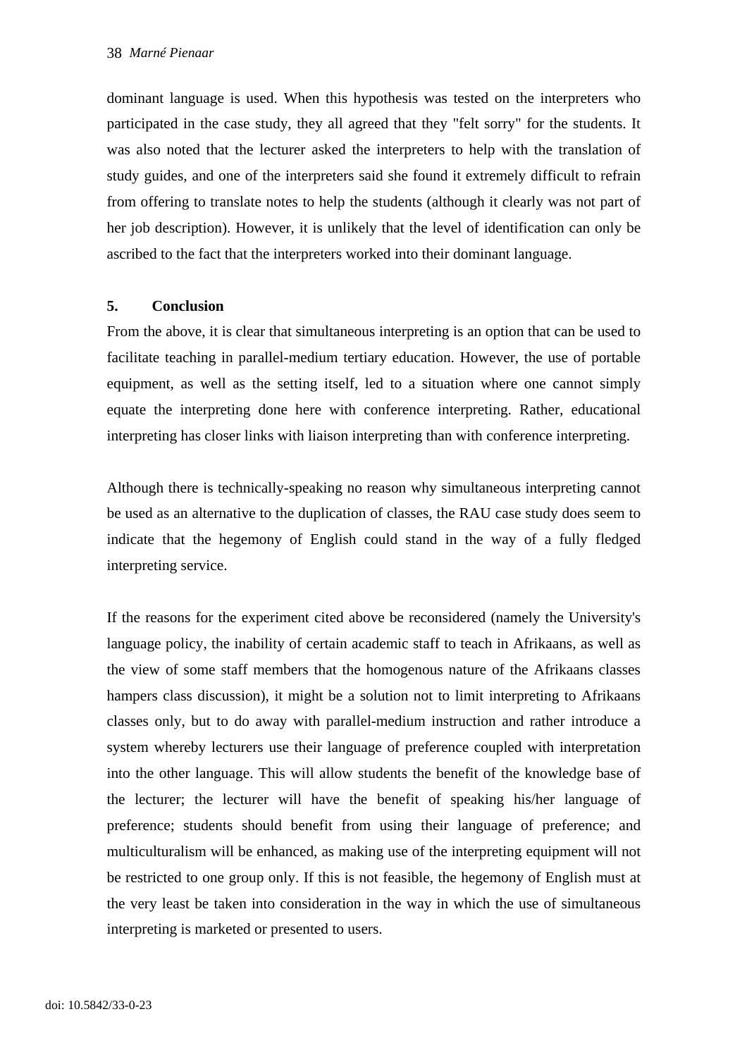dominant language is used. When this hypothesis was tested on the interpreters who participated in the case study, they all agreed that they "felt sorry" for the students. It was also noted that the lecturer asked the interpreters to help with the translation of study guides, and one of the interpreters said she found it extremely difficult to refrain from offering to translate notes to help the students (although it clearly was not part of her job description). However, it is unlikely that the level of identification can only be ascribed to the fact that the interpreters worked into their dominant language.

## 5. Conclusion

From the above, it is clear that simultaneous interpreting is an option that can be used to facilitate teaching in parallel-medium tertiary education. However, the use of portable equipment, as well as the setting itself, led to a situation where one cannot simply equate the interpreting done here with conference interpreting. Rather, educational interpreting has closer links with liaison interpreting than with conference interpreting.

Although there is technically-speaking no reason why simultaneous interpreting cannot be used as an alternative to the duplication of classes, the RAU case study does seem to indicate that the hegemony of English could stand in the way of a fully fledged interpreting service.

If the reasons for the experiment cited above be reconsidered (namely the University's language policy, the inability of certain academic staff to teach in Afrikaans, as well as the view of some staff members that the homogenous nature of the Afrikaans classes hampers class discussion), it might be a solution not to limit interpreting to Afrikaans classes only, but to do away with parallel-medium instruction and rather introduce a system whereby lecturers use their language of preference coupled with interpretation into the other language. This will allow students the benefit of the knowledge base of the lecturer; the lecturer will have the benefit of speaking his/her language of preference; students should benefit from using their language of preference; and multiculturalism will be enhanced, as making use of the interpreting equipment will not be restricted to one group only. If this is not feasible, the hegemony of English must at the very least be taken into consideration in the way in which the use of simultaneous interpreting is marketed or presented to users.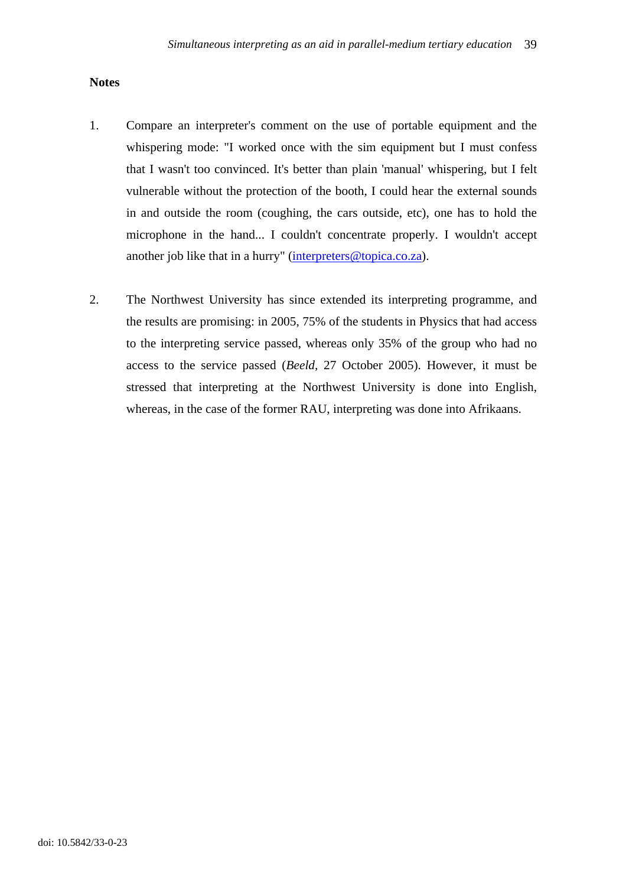## Notes

1. Compare an interpreter's comment on the use of portable equipment and the whispering mode: "I worked once with the sim equipment but I must confess that I wasn't too convinced. It's better than plain 'manual' whispering, but I felt vulnerable without the protection of the booth, I could hear the external sounds in and outside the room (coughing, the cars outside, etc), one has to hold the microphone in the hand... I couldn't concentrate properly. I wouldn't accept another job like that in a hurry" (interpreters@topica.co.za).

2. The Northwest University has since extended its interpreting programme, and the results are promising: in 2005, 75% of the students in Physics that had access to the interpreting service passed, whereas only 35% of the group who had no access to the service passed (*Beeld*, 27 October 2005). However, it must be stressed that interpreting at the Northwest University is done into English, whereas, in the case of the former RAU, interpreting was done into Afrikaans.

doi: 10.5842/33-0-23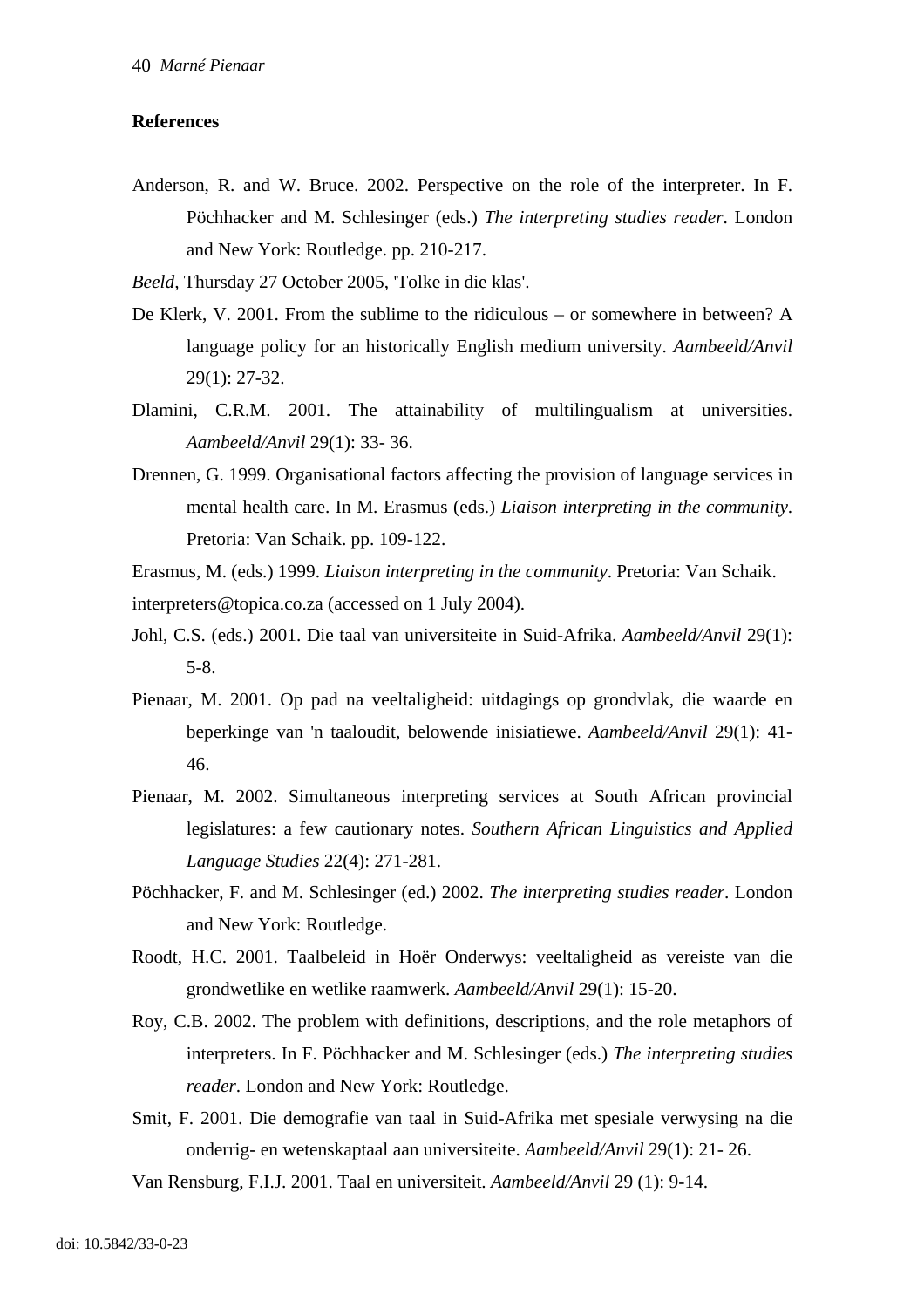**References**

Anderson, R. and W. Bruce. 2002. Perspective on the role of the interpreter. In F. Pöchhacker and M. Schlesinger (eds.) *The interpreting studies reader*. London and New York: Routledge. pp. 210-217.

*Beeld,* Thursday 27 October 2005, 'Tolke in die klas'.

De Klerk, V. 2001. From the sublime to the ridiculous – or somewhere in between? A language policy for an historically English medium university. *Aambeeld/Anvil* 29(1): 27-32.

Dlamini, C.R.M. 2001. The attainability of multilingualism at universities. *Aambeeld/Anvil* 29(1): 33- 36.

Drennen, G. 1999. Organisational factors affecting the provision of language services in mental health care. In M. Erasmus (eds.) *Liaison interpreting in the community*. Pretoria: Van Schaik. pp. 109-122.

Erasmus, M. (eds.) 1999. *Liaison interpreting in the community*. Pretoria: Van Schaik.

interpreters@topica.co.za (accessed on 1 July 2004).

Johl, C.S. (eds.) 2001. Die taal van universiteite in Suid-Afrika. *Aambeeld/Anvil* 29(1): 5-8.

Pienaar, M. 2001. Op pad na veeltaligheid: uitdagings op grondvlak, die waarde en beperkinge van 'n taaloudit, belowende inisiatiewe. *Aambeeld/Anvil* 29(1): 41-46.

Pienaar, M. 2002. Simultaneous interpreting services at South African provincial legislatures: a few cautionary notes. *Southern African Linguistics and Applied Language Studies* 22(4): 271-281.

Pöchhacker, F. and M. Schlesinger (ed.) 2002. *The interpreting studies reader*. London and New York: Routledge.

Roodt, H.C. 2001. Taalbeleid in Hoër Onderwys: veeltaligheid as vereiste van die grondwetlike en wetlike raamwerk. *Aambeeld/Anvil* 29(1): 15-20.

Roy, C.B. 2002. The problem with definitions, descriptions, and the role metaphors of interpreters. In F. Pöchhacker and M. Schlesinger (eds.) *The interpreting studies reader*. London and New York: Routledge.

Smit, F. 2001. Die demografie van taal in Suid-Afrika met spesiale verwysing na die onderrig- en wetenskaptaal aan universiteite. *Aambeeld/Anvil* 29(1): 21- 26.

Van Rensburg, F.I.J. 2001. Taal en universiteit. *Aambeeld/Anvil* 29 (1): 9-14.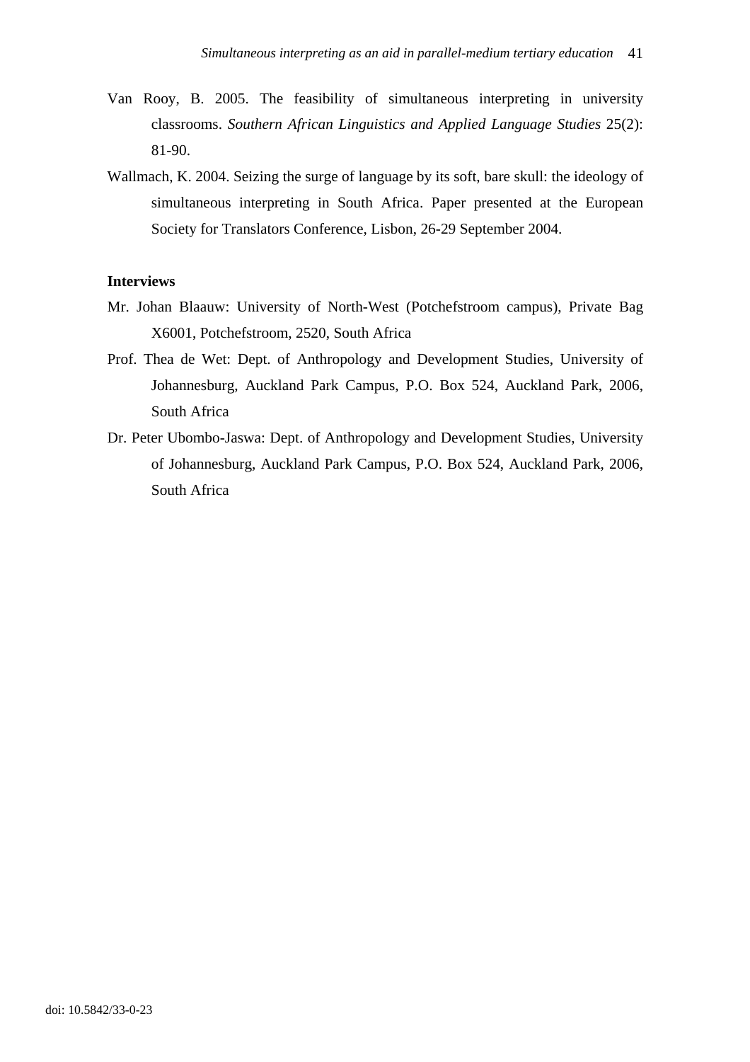Van Rooy, B. 2005. The feasibility of simultaneous interpreting in university classrooms. *Southern African Linguistics and Applied Language Studies* 25(2): 81-90.

Wallmach, K. 2004. Seizing the surge of language by its soft, bare skull: the ideology of simultaneous interpreting in South Africa. Paper presented at the European Society for Translators Conference, Lisbon, 26-29 September 2004.

**Interviews**

Mr. Johan Blaauw: University of North-West (Potchefstroom campus), Private Bag X6001, Potchefstroom, 2520, South Africa

Prof. Thea de Wet: Dept. of Anthropology and Development Studies, University of Johannesburg, Auckland Park Campus, P.O. Box 524, Auckland Park, 2006, South Africa

Dr. Peter Ubombo-Jaswa: Dept. of Anthropology and Development Studies, University of Johannesburg, Auckland Park Campus, P.O. Box 524, Auckland Park, 2006, South Africa